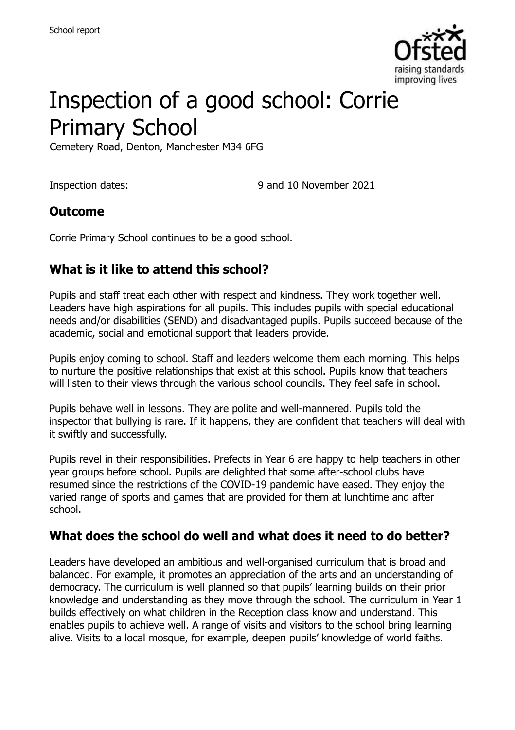# Inspection of a good school: Corrie Primary School

Cemetery Road, Denton, Manchester M34 6FG

Inspection dates: 9 and 10 November 2021

## Outcome

Corrie Primary School continues to be a good school.

## What is it like to attend this school?

Pupils and staff treat each other with respect and kindness. They work together well. Leaders have high aspirations for all pupils. This includes pupils with special educational needs and/or disabilities (SEND) and disadvantaged pupils. Pupils succeed because of the academic, social and emotional support that leaders provide.

Pupils enjoy coming to school. Staff and leaders welcome them each morning. This helps to nurture the positive relationships that exist at this school. Pupils know that teachers will listen to their views through the various school councils. They feel safe in school.

Pupils behave well in lessons. They are polite and well-mannered. Pupils told the inspector that bullying is rare. If it happens, they are confident that teachers will deal with it swiftly and successfully.

Pupils revel in their responsibilities. Prefects in Year 6 are happy to help teachers in other year groups before school. Pupils are delighted that some after-school clubs have resumed since the restrictions of the COVID-19 pandemic have eased. They enjoy the varied range of sports and games that are provided for them at lunchtime and after school.

## What does the school do well and what does it need to do better?

Leaders have developed an ambitious and well-organised curriculum that is broad and balanced. For example, it promotes an appreciation of the arts and an understanding of democracy. The curriculum is well planned so that pupils' learning builds on their prior knowledge and understanding as they move through the school. The curriculum in Year 1 builds effectively on what children in the Reception class know and understand. This enables pupils to achieve well. A range of visits and visitors to the school bring learning alive. Visits to a local mosque, for example, deepen pupils' knowledge of world faiths.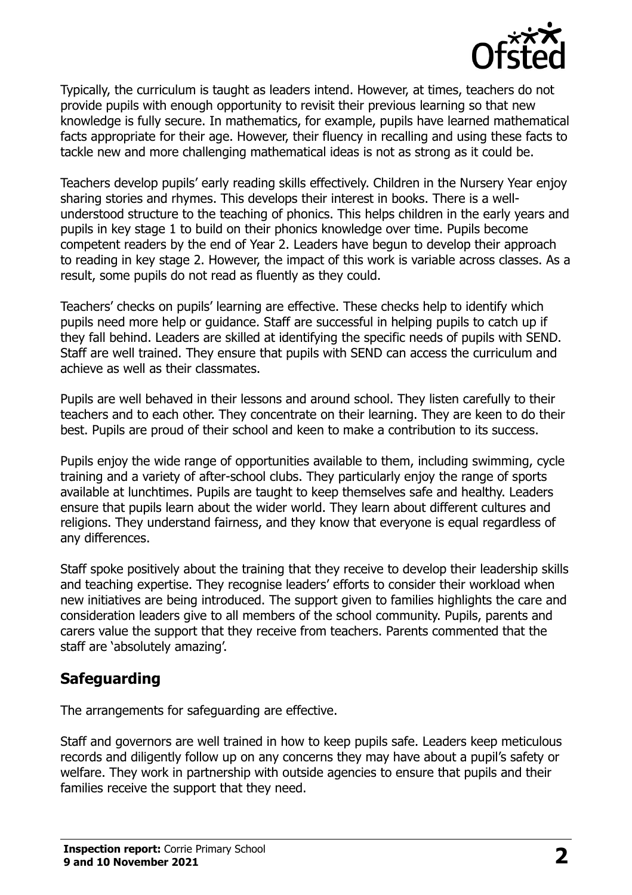Typically, the curriculum is taught as leaders intend. However, at times, teachers do not provide pupils with enough opportunity to revisit their previous learning so that new knowledge is fully secure. In mathematics, for example, pupils have learned mathematical facts appropriate for their age. However, their fluency in recalling and using these facts to tackle new and more challenging mathematical ideas is not as strong as it could be.

Teachers develop pupils' early reading skills effectively. Children in the Nursery Year enjoy sharing stories and rhymes. This develops their interest in books. There is a well-understood structure to the teaching of phonics. This helps children in the early years and pupils in key stage 1 to build on their phonics knowledge over time. Pupils become competent readers by the end of Year 2. Leaders have begun to develop their approach to reading in key stage 2. However, the impact of this work is variable across classes. As a result, some pupils do not read as fluently as they could.

Teachers' checks on pupils' learning are effective. These checks help to identify which pupils need more help or guidance. Staff are successful in helping pupils to catch up if they fall behind. Leaders are skilled at identifying the specific needs of pupils with SEND. Staff are well trained. They ensure that pupils with SEND can access the curriculum and achieve as well as their classmates.

Pupils are well behaved in their lessons and around school. They listen carefully to their teachers and to each other. They concentrate on their learning. They are keen to do their best. Pupils are proud of their school and keen to make a contribution to its success.

Pupils enjoy the wide range of opportunities available to them, including swimming, cycle training and a variety of after-school clubs. They particularly enjoy the range of sports available at lunchtimes. Pupils are taught to keep themselves safe and healthy. Leaders ensure that pupils learn about the wider world. They learn about different cultures and religions. They understand fairness, and they know that everyone is equal regardless of any differences.

Staff spoke positively about the training that they receive to develop their leadership skills and teaching expertise. They recognise leaders' efforts to consider their workload when new initiatives are being introduced. The support given to families highlights the care and consideration leaders give to all members of the school community. Pupils, parents and carers value the support that they receive from teachers. Parents commented that the staff are 'absolutely amazing'.

## Safeguarding

The arrangements for safeguarding are effective.

Staff and governors are well trained in how to keep pupils safe. Leaders keep meticulous records and diligently follow up on any concerns they may have about a pupil's safety or welfare. They work in partnership with outside agencies to ensure that pupils and their families receive the support that they need.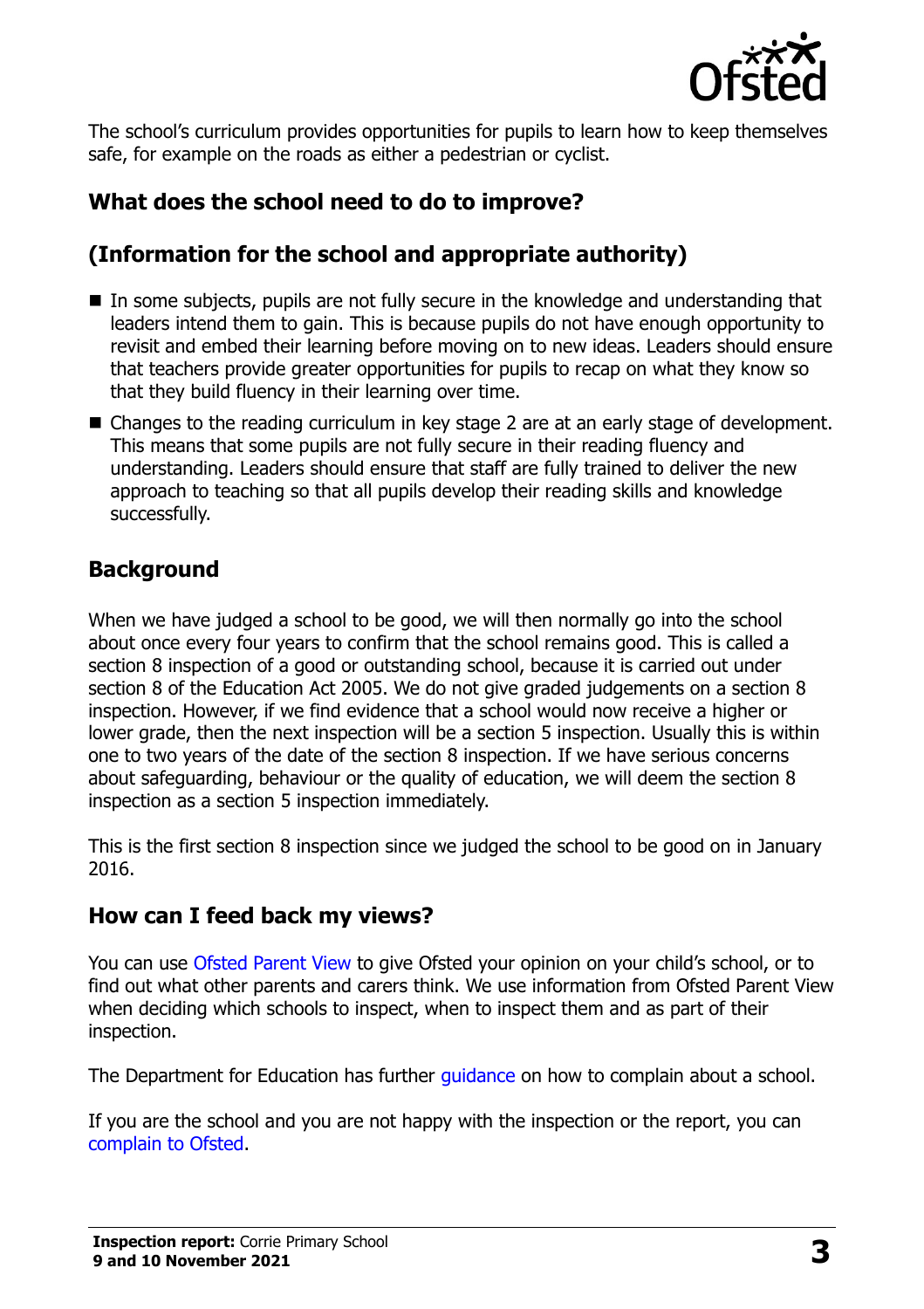The school's curriculum provides opportunities for pupils to learn how to keep themselves safe, for example on the roads as either a pedestrian or cyclist.

## What does the school need to do to improve?

## (Information for the school and appropriate authority)

- In some subjects, pupils are not fully secure in the knowledge and understanding that leaders intend them to gain. This is because pupils do not have enough opportunity to revisit and embed their learning before moving on to new ideas. Leaders should ensure that teachers provide greater opportunities for pupils to recap on what they know so that they build fluency in their learning over time.
- Changes to the reading curriculum in key stage 2 are at an early stage of development. This means that some pupils are not fully secure in their reading fluency and understanding. Leaders should ensure that staff are fully trained to deliver the new approach to teaching so that all pupils develop their reading skills and knowledge successfully.

## Background

When we have judged a school to be good, we will then normally go into the school about once every four years to confirm that the school remains good. This is called a section 8 inspection of a good or outstanding school, because it is carried out under section 8 of the Education Act 2005. We do not give graded judgements on a section 8 inspection. However, if we find evidence that a school would now receive a higher or lower grade, then the next inspection will be a section 5 inspection. Usually this is within one to two years of the date of the section 8 inspection. If we have serious concerns about safeguarding, behaviour or the quality of education, we will deem the section 8 inspection as a section 5 inspection immediately.

This is the first section 8 inspection since we judged the school to be good on in January 2016.

## How can I feed back my views?

You can use Ofsted Parent View to give Ofsted your opinion on your child's school, or to find out what other parents and carers think. We use information from Ofsted Parent View when deciding which schools to inspect, when to inspect them and as part of their inspection.

The Department for Education has further guidance on how to complain about a school.

If you are the school and you are not happy with the inspection or the report, you can complain to Ofsted.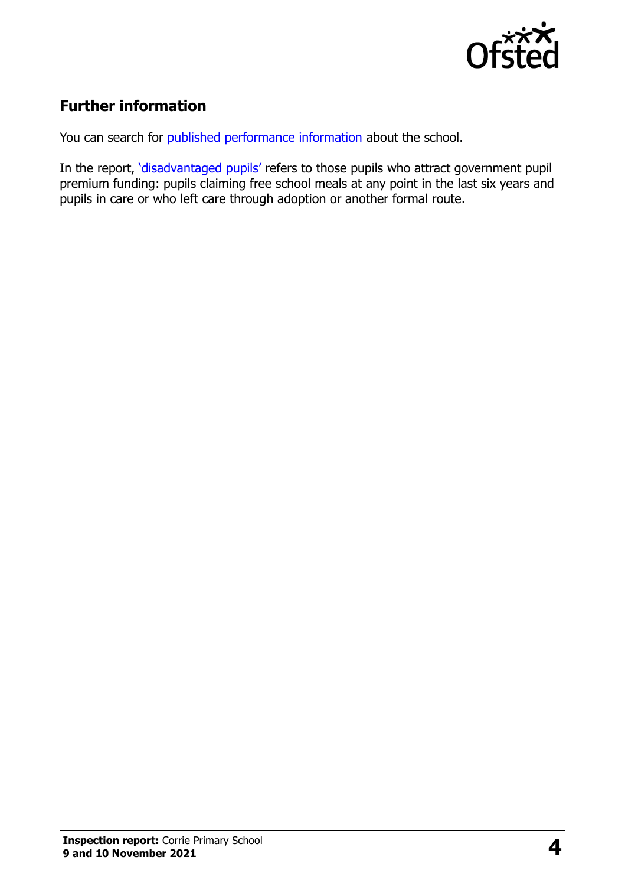## Further information

You can search for published performance information about the school.

In the report, 'disadvantaged pupils' refers to those pupils who attract government pupil premium funding: pupils claiming free school meals at any point in the last six years and pupils in care or who left care through adoption or another formal route.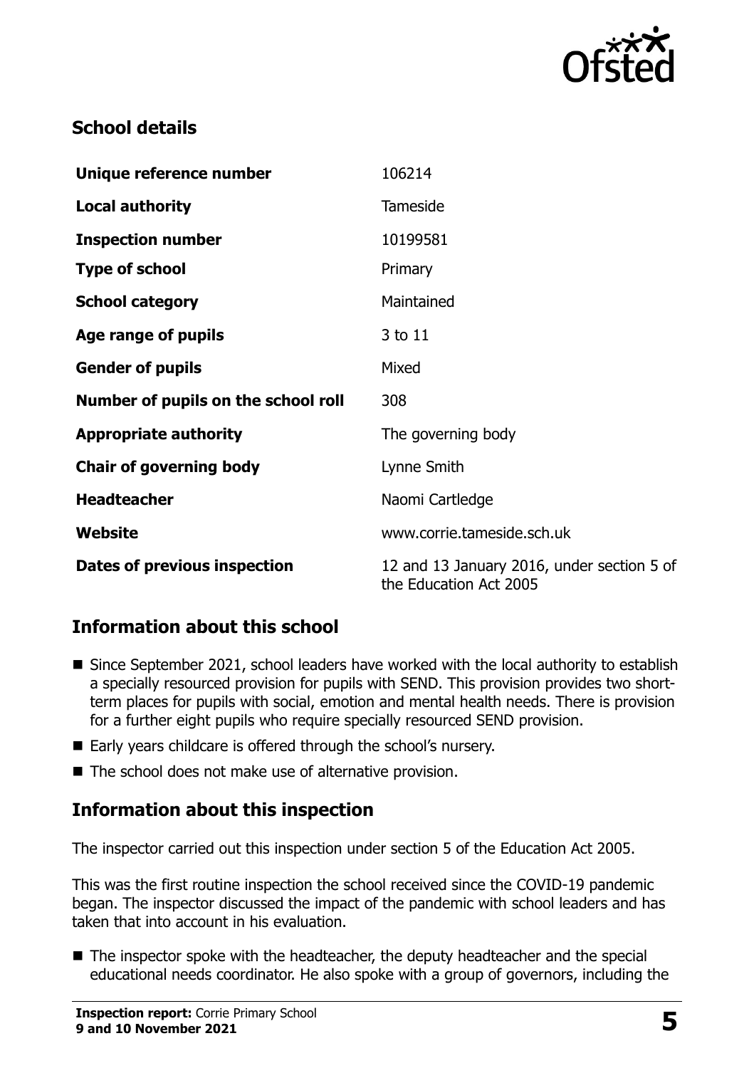## School details

| | |
|---|---|
| **Unique reference number** | 106214 |
| **Local authority** | Tameside |
| **Inspection number** | 10199581 |
| **Type of school** | Primary |
| **School category** | Maintained |
| **Age range of pupils** | 3 to 11 |
| **Gender of pupils** | Mixed |
| **Number of pupils on the school roll** | 308 |
| **Appropriate authority** | The governing body |
| **Chair of governing body** | Lynne Smith |
| **Headteacher** | Naomi Cartledge |
| **Website** | www.corrie.tameside.sch.uk |
| **Dates of previous inspection** | 12 and 13 January 2016, under section 5 of the Education Act 2005 |

## Information about this school

- Since September 2021, school leaders have worked with the local authority to establish a specially resourced provision for pupils with SEND. This provision provides two short-term places for pupils with social, emotion and mental health needs. There is provision for a further eight pupils who require specially resourced SEND provision.
- Early years childcare is offered through the school's nursery.
- The school does not make use of alternative provision.

## Information about this inspection

The inspector carried out this inspection under section 5 of the Education Act 2005.

This was the first routine inspection the school received since the COVID-19 pandemic began. The inspector discussed the impact of the pandemic with school leaders and has taken that into account in his evaluation.

- The inspector spoke with the headteacher, the deputy headteacher and the special educational needs coordinator. He also spoke with a group of governors, including the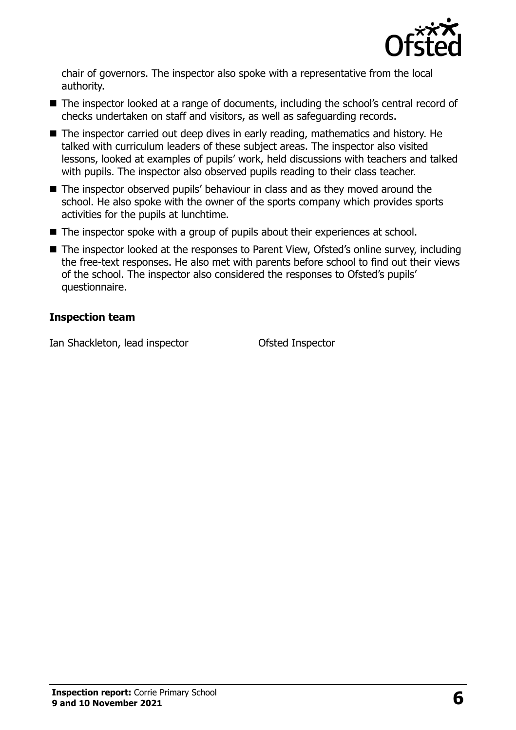chair of governors. The inspector also spoke with a representative from the local authority.

- The inspector looked at a range of documents, including the school's central record of checks undertaken on staff and visitors, as well as safeguarding records.
- The inspector carried out deep dives in early reading, mathematics and history. He talked with curriculum leaders of these subject areas. The inspector also visited lessons, looked at examples of pupils' work, held discussions with teachers and talked with pupils. The inspector also observed pupils reading to their class teacher.
- The inspector observed pupils' behaviour in class and as they moved around the school. He also spoke with the owner of the sports company which provides sports activities for the pupils at lunchtime.
- The inspector spoke with a group of pupils about their experiences at school.
- The inspector looked at the responses to Parent View, Ofsted's online survey, including the free-text responses. He also met with parents before school to find out their views of the school. The inspector also considered the responses to Ofsted's pupils' questionnaire.

### Inspection team

| | |
|---|---|
| Ian Shackleton, lead inspector | Ofsted Inspector |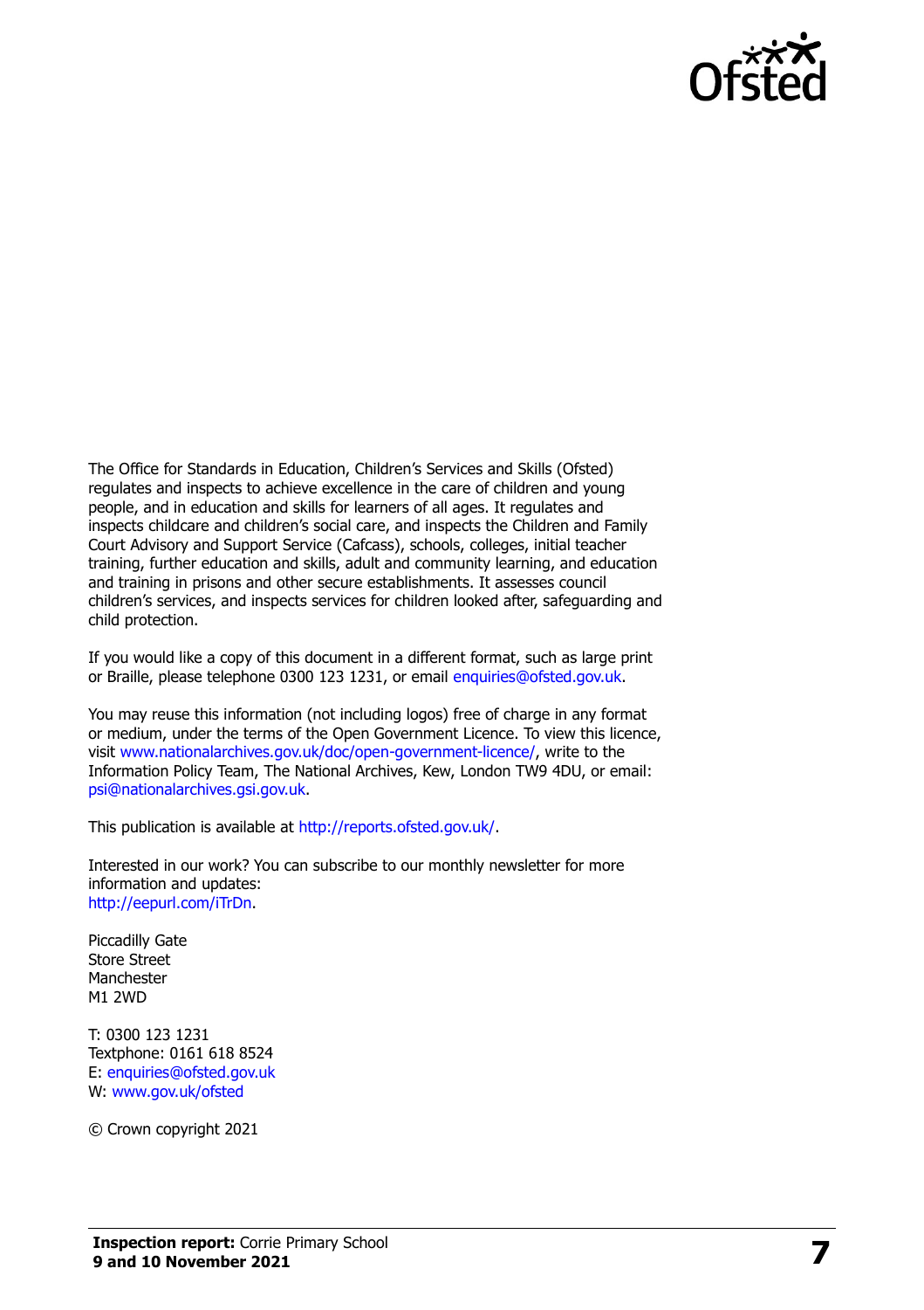The Office for Standards in Education, Children's Services and Skills (Ofsted) regulates and inspects to achieve excellence in the care of children and young people, and in education and skills for learners of all ages. It regulates and inspects childcare and children's social care, and inspects the Children and Family Court Advisory and Support Service (Cafcass), schools, colleges, initial teacher training, further education and skills, adult and community learning, and education and training in prisons and other secure establishments. It assesses council children's services, and inspects services for children looked after, safeguarding and child protection.

If you would like a copy of this document in a different format, such as large print or Braille, please telephone 0300 123 1231, or email enquiries@ofsted.gov.uk.

You may reuse this information (not including logos) free of charge in any format or medium, under the terms of the Open Government Licence. To view this licence, visit www.nationalarchives.gov.uk/doc/open-government-licence/, write to the Information Policy Team, The National Archives, Kew, London TW9 4DU, or email: psi@nationalarchives.gsi.gov.uk.

This publication is available at http://reports.ofsted.gov.uk/.

Interested in our work? You can subscribe to our monthly newsletter for more information and updates:
http://eepurl.com/iTrDn.

Piccadilly Gate
Store Street
Manchester
M1 2WD

T: 0300 123 1231
Textphone: 0161 618 8524
E: enquiries@ofsted.gov.uk
W: www.gov.uk/ofsted

© Crown copyright 2021